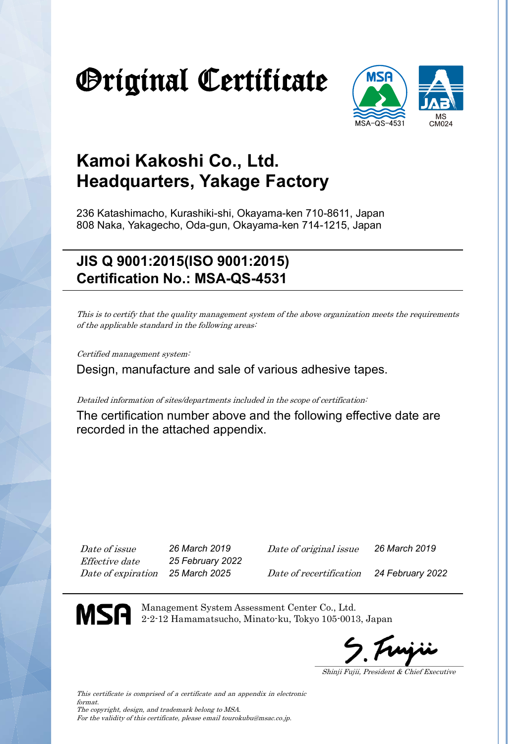# Original Certificate

MSA–QS–4531

MS CM024

## Kamoi Kakoshi Co., Ltd.
## Headquarters, Yakage Factory

236 Katashimacho, Kurashiki-shi, Okayama-ken 710-8611, Japan
808 Naka, Yakagecho, Oda-gun, Okayama-ken 714-1215, Japan

### JIS Q 9001:2015(ISO 9001:2015)
### Certification No.: MSA-QS-4531

*This is to certify that the quality management system of the above organization meets the requirements of the applicable standard in the following areas:*

*Certified management system:*

Design, manufacture and sale of various adhesive tapes.

*Detailed information of sites/departments included in the scope of certification:*

The certification number above and the following effective date are recorded in the attached appendix.

| | | | |
|---|---|---|---|
| *Date of issue* | *26 March 2019* | *Date of original issue* | *26 March 2019* |
| *Effective date* | *25 February 2022* | | |
| *Date of expiration* | *25 March 2025* | *Date of recertification* | *24 February 2022* |

MSA

Management System Assessment Center Co., Ltd.
2-2-12 Hamamatsucho, Minato-ku, Tokyo 105-0013, Japan

S. Fujii

*Shinji Fujii, President & Chief Executive*

*This certificate is comprised of a certificate and an appendix in electronic format.*
*The copyright, design, and trademark belong to MSA.*
*For the validity of this certificate, please email tourokubu@msac.co.jp.*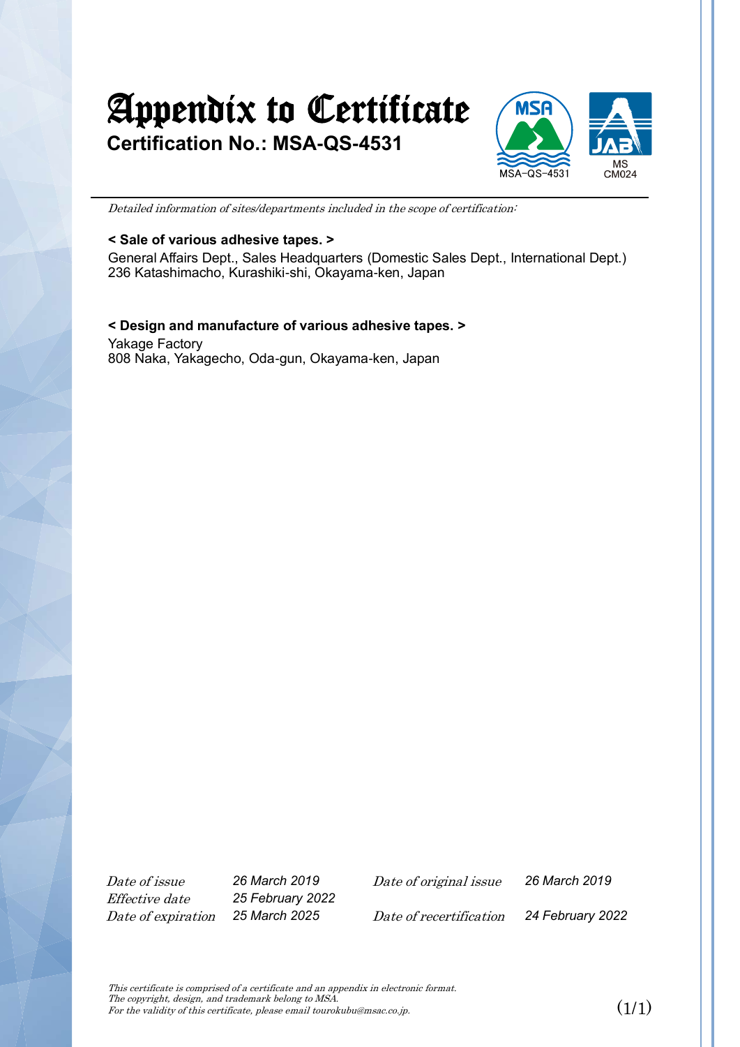# Appendix to Certificate

**Certification No.: MSA-QS-4531**

MSA-QS-4531

MS
CM024

*Detailed information of sites/departments included in the scope of certification:*

**< Sale of various adhesive tapes. >**

General Affairs Dept., Sales Headquarters (Domestic Sales Dept., International Dept.)
236 Katashimacho, Kurashiki-shi, Okayama-ken, Japan

**< Design and manufacture of various adhesive tapes. >**

Yakage Factory
808 Naka, Yakagecho, Oda-gun, Okayama-ken, Japan

| | | | |
|---|---|---|---|
| *Date of issue* | *26 March 2019* | *Date of original issue* | *26 March 2019* |
| *Effective date* | *25 February 2022* | | |
| *Date of expiration* | *25 March 2025* | *Date of recertification* | *24 February 2022* |

*This certificate is comprised of a certificate and an appendix in electronic format.*
*The copyright, design, and trademark belong to MSA.*
*For the validity of this certificate, please email tourokubu@msac.co.jp.*